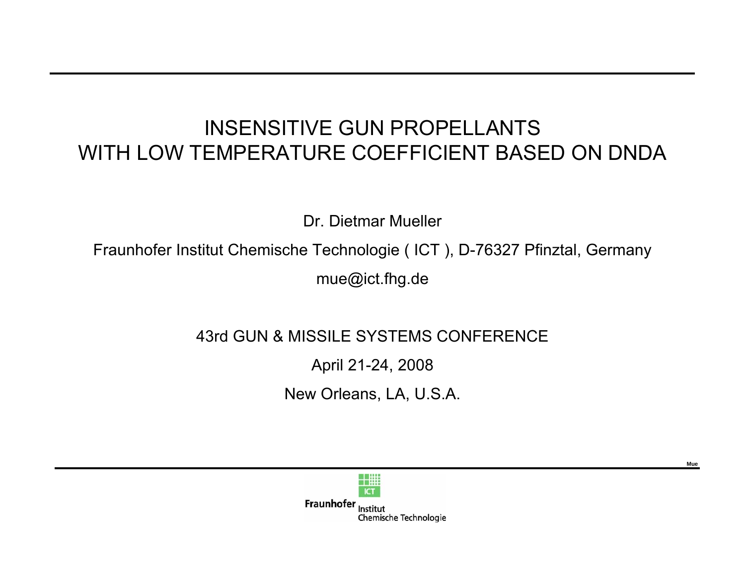# INSENSITIVE GUN PROPELLANTS WITH LOW TEMPERATURE COEFFICIENT BASED ON DNDA

Dr. Dietmar Mueller

Fraunhofer Institut Chemische Technologie ( ICT ), D-76327 Pfinztal, Germany

mue@ict.fhg.de

43rd GUN & MISSILE SYSTEMS CONFERENCE

April 21-24, 2008

New Orleans, LA, U.S.A.

Fraunhofer Institut Chemische Technologie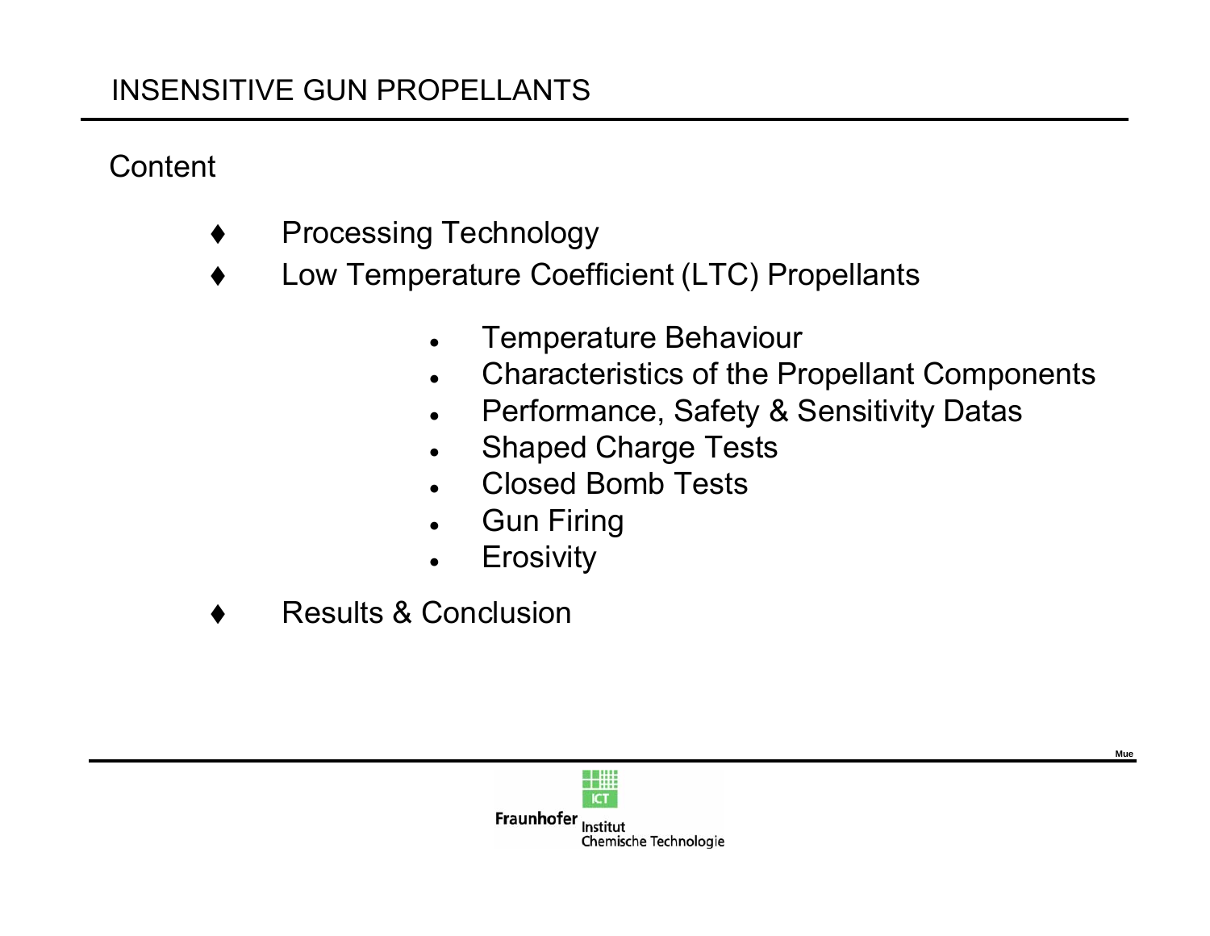## Content

- Processing Technology
- Low Temperature Coefficient (LTC) Propellants
  - Temperature Behaviour
  - Characteristics of the Propellant Components
  - Performance, Safety & Sensitivity Datas
  - Shaped Charge Tests
  - Closed Bomb Tests
  - Gun Firing
  - Erosivity
- Results & Conclusion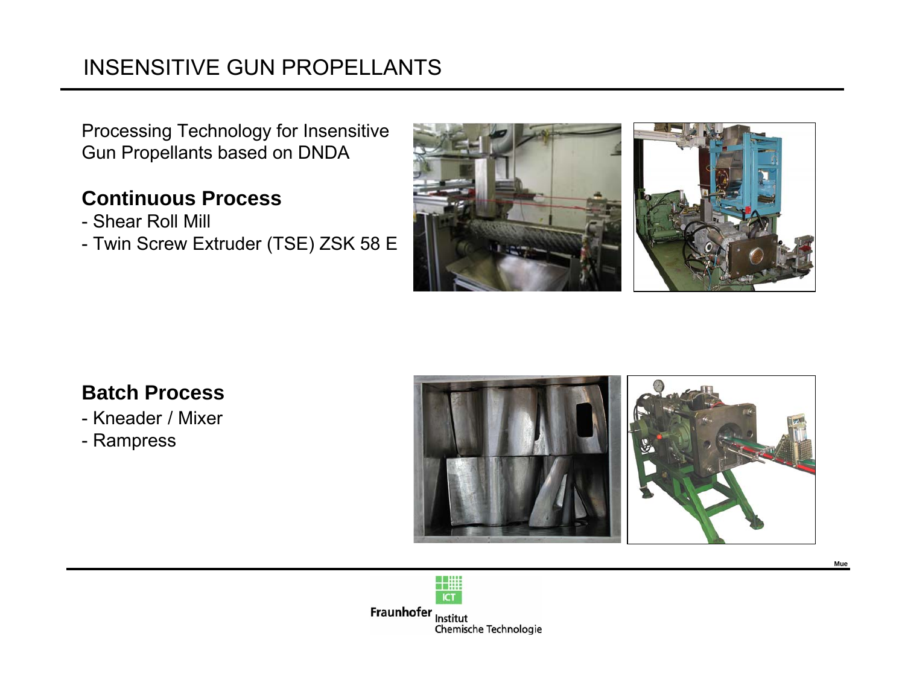# INSENSITIVE GUN PROPELLANTS

Processing Technology for Insensitive Gun Propellants based on DNDA

## Continuous Process

- Shear Roll Mill
- Twin Screw Extruder (TSE) ZSK 58 E

## Batch Process

- Kneader / Mixer
- Rampress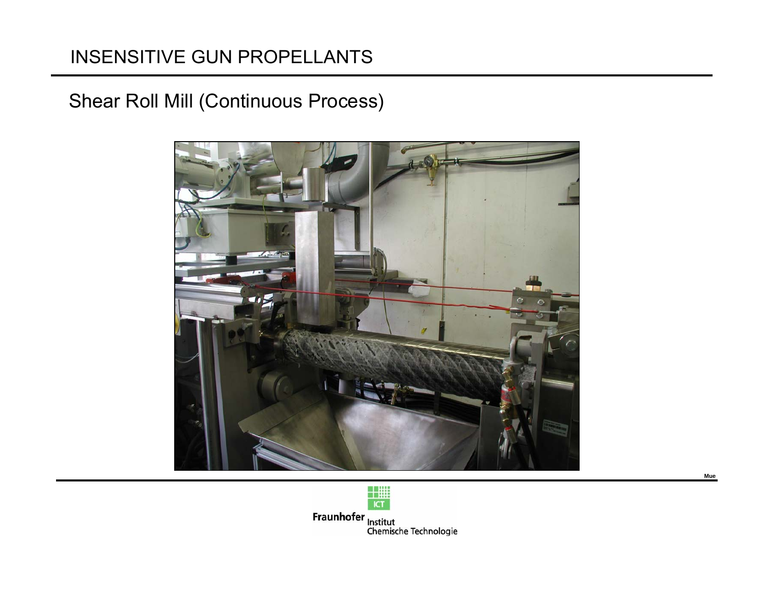# INSENSITIVE GUN PROPELLANTS

## Shear Roll Mill (Continuous Process)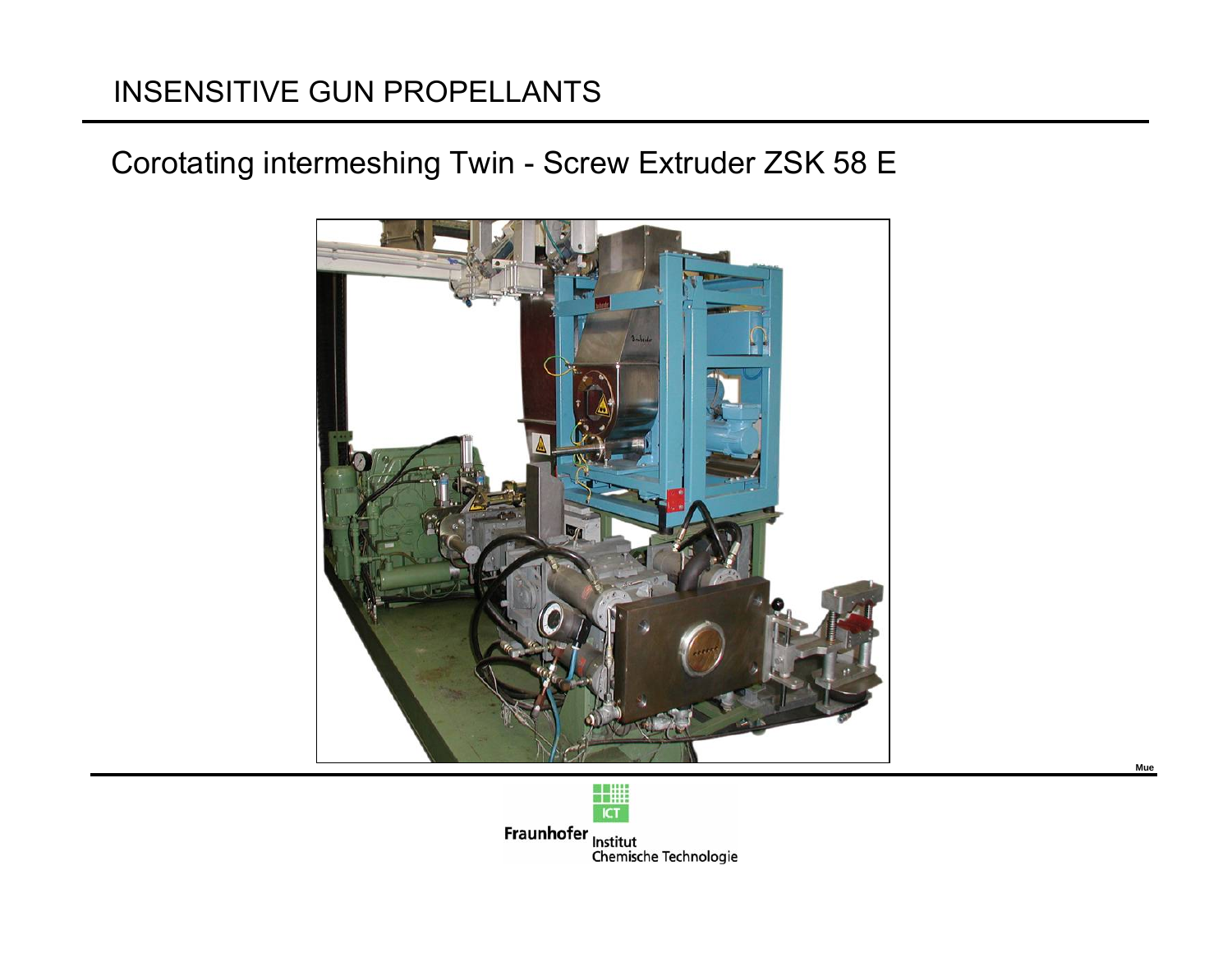# INSENSITIVE GUN PROPELLANTS

## Corotating intermeshing Twin - Screw Extruder ZSK 58 E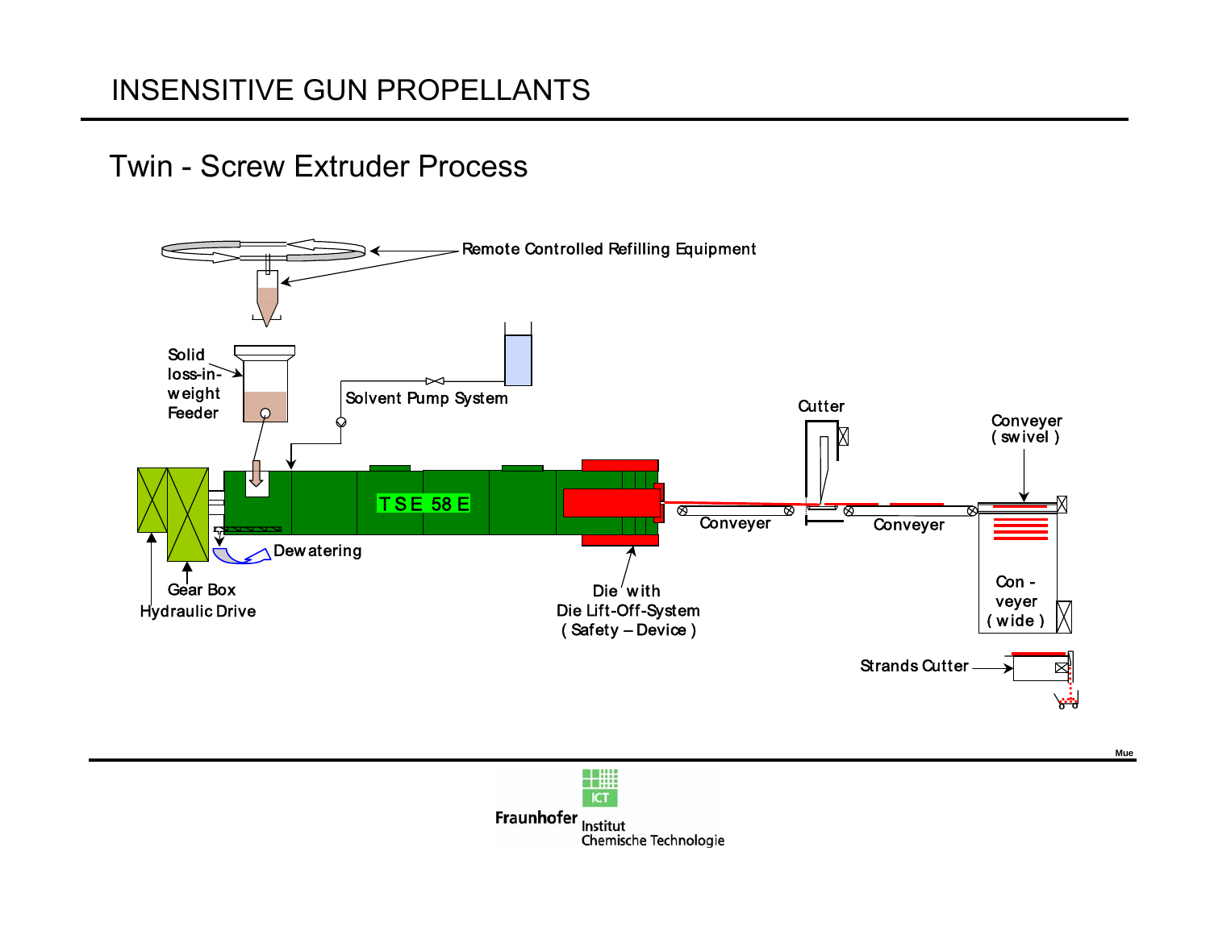# INSENSITIVE GUN PROPELLANTS

## Twin - Screw Extruder Process

Remote Controlled Refilling Equipment

Solid loss-in-weight Feeder

Solvent Pump System

TSE 58 E

Dewatering

Gear Box

Hydraulic Drive

Die with Die Lift-Off-System ( Safety – Device )

Conveyer

Cutter

Conveyer

Conveyer ( swivel )

Con - veyer ( wide )

Strands Cutter

Mue

Fraunhofer Institut Chemische Technologie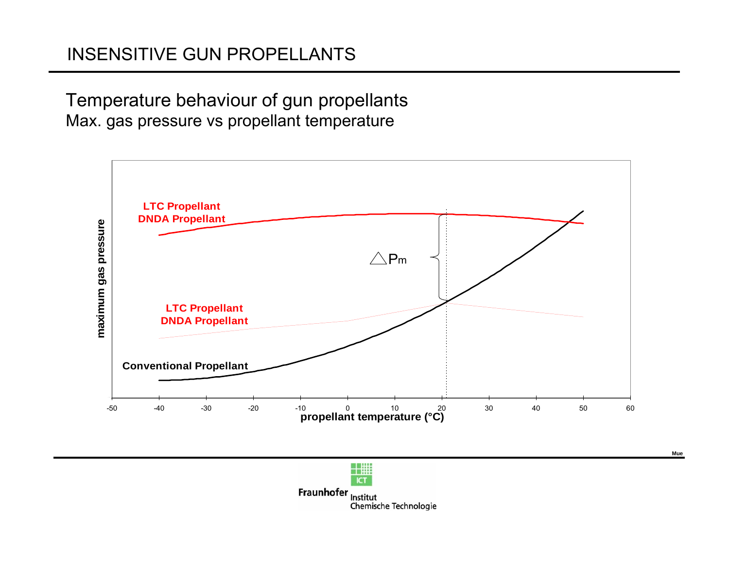# INSENSITIVE GUN PROPELLANTS

## Temperature behaviour of gun propellants

Max. gas pressure vs propellant temperature

**LTC Propellant**
**DNDA Propellant**

$\triangle P_m$

**LTC Propellant**
**DNDA Propellant**

**Conventional Propellant**

**maximum gas pressure**

-50 -40 -30 -20 -10 0 10 20 30 40 50 60

**propellant temperature (°C)**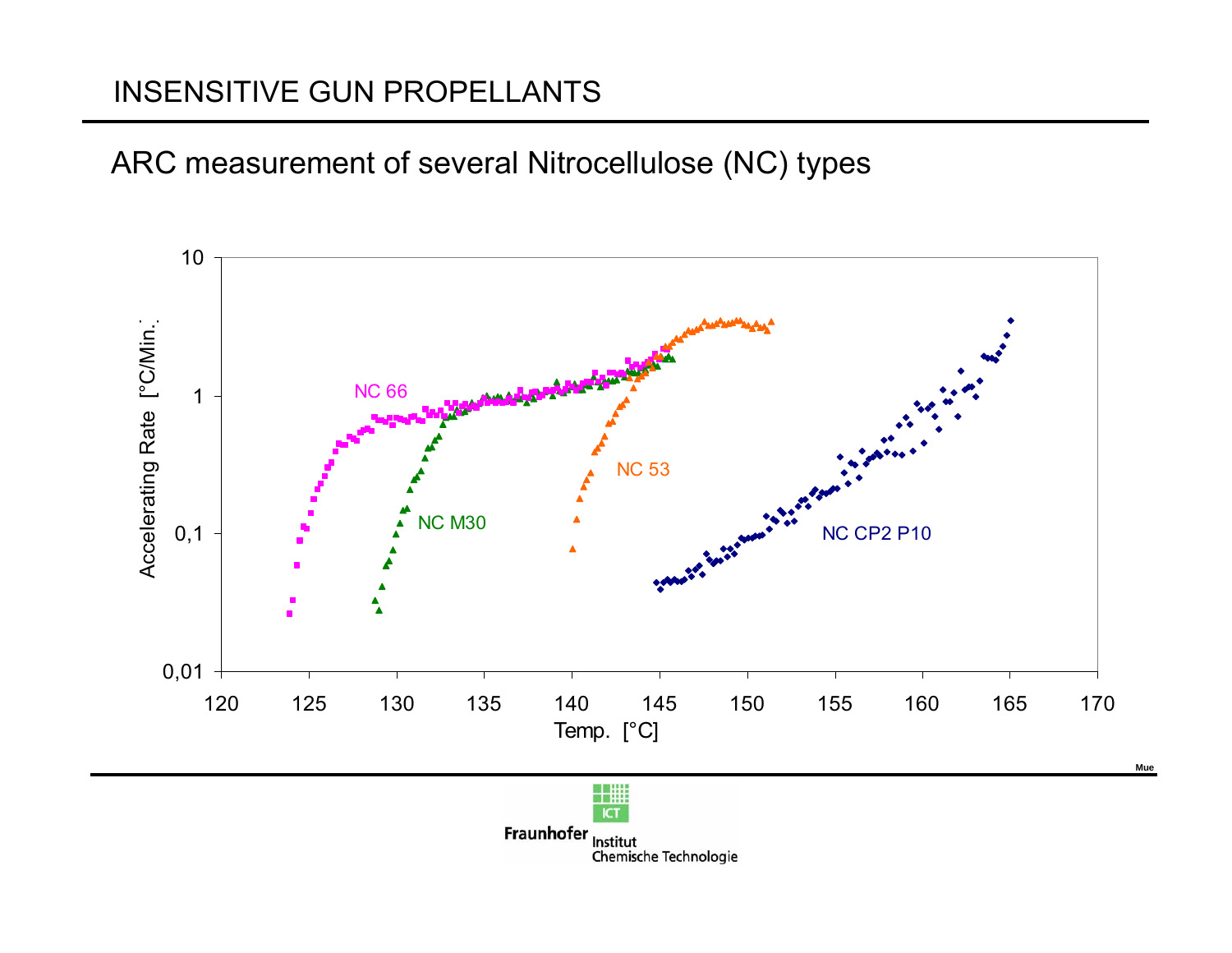# INSENSITIVE GUN PROPELLANTS

## ARC measurement of several Nitrocellulose (NC) types

Accelerating Rate [°C/Min.]

10
1
0,1
0,01

120 125 130 135 140 145 150 155 160 165 170

Temp. [°C]

NC 66
NC M30
NC 53
NC CP2 P10

Mue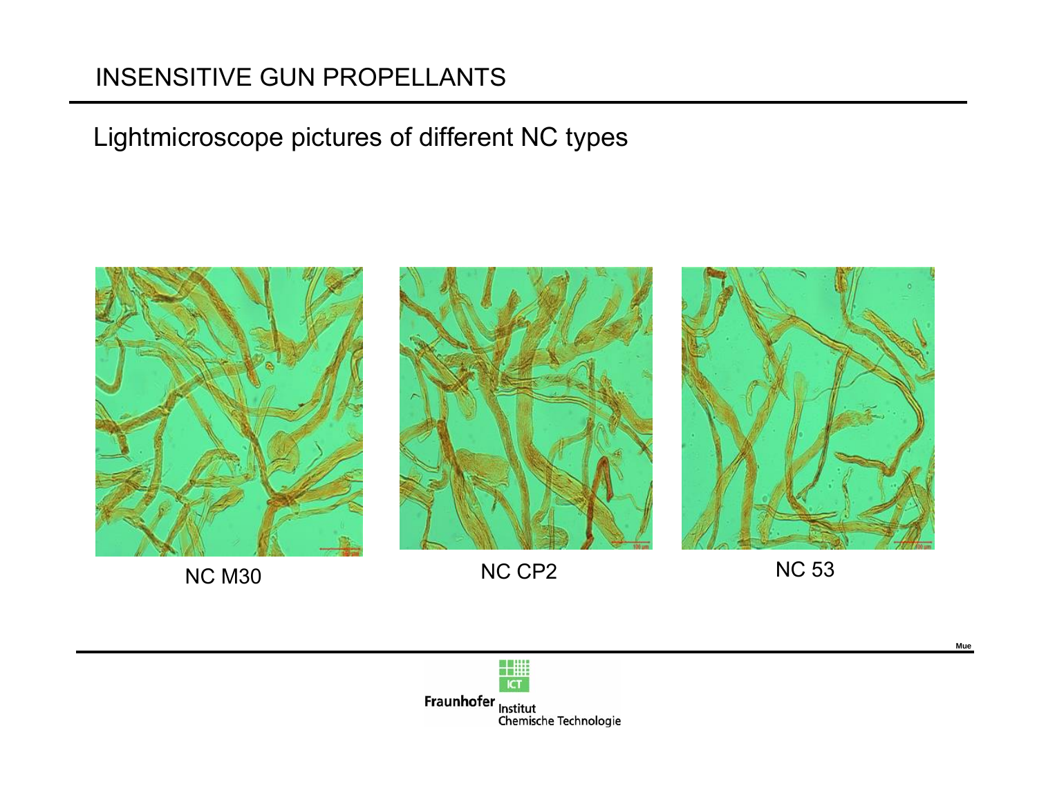# INSENSITIVE GUN PROPELLANTS

## Lightmicroscope pictures of different NC types

NC M30

NC CP2

NC 53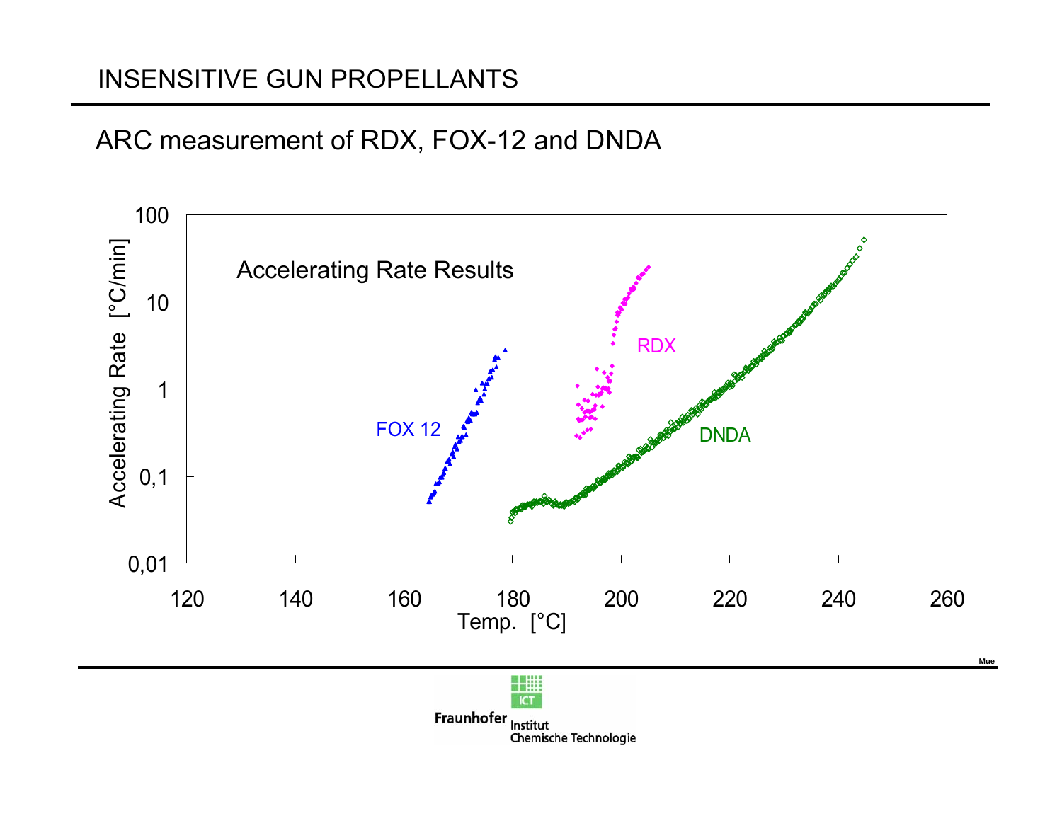## INSENSITIVE GUN PROPELLANTS

### ARC measurement of RDX, FOX-12 and DNDA

Accelerating Rate Results

Accelerating Rate [°C/min]

100

10

1

0,1

0,01

FOX 12

RDX

DNDA

120 140 160 180 200 220 240 260

Temp. [°C]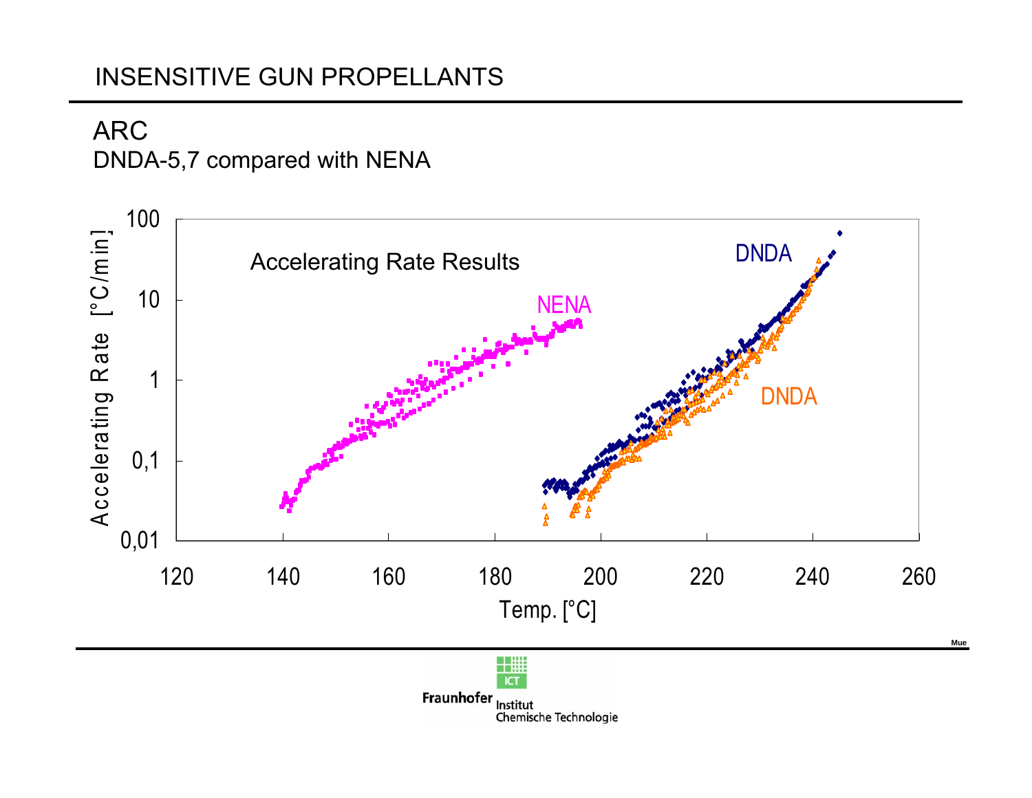# INSENSITIVE GUN PROPELLANTS

## ARC

DNDA-5,7 compared with NENA

Accelerating Rate Results

Accelerating Rate [°C/min]

100

10

1

0,1

0,01

NENA

DNDA

DNDA

120 140 160 180 200 220 240 260

Temp. [°C]

Mue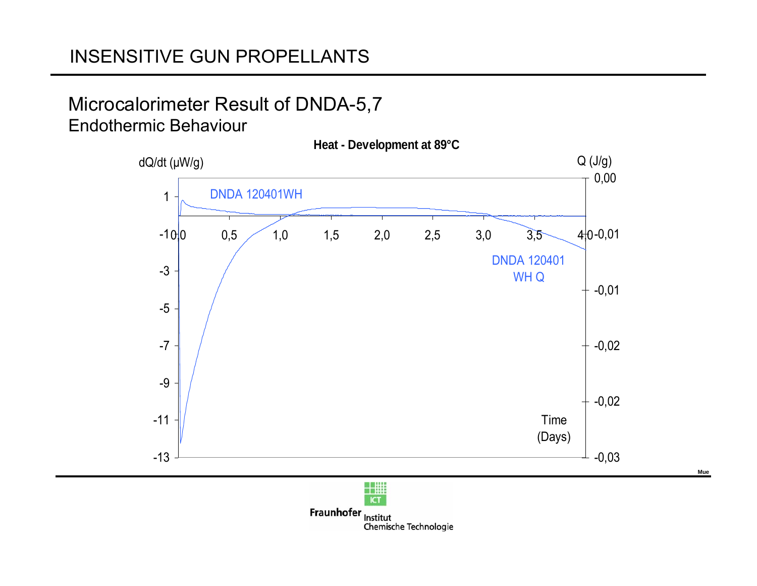# INSENSITIVE GUN PROPELLANTS

## Microcalorimeter Result of DNDA-5,7

### Endothermic Behaviour

**Heat - Development at 89°C**

dQ/dt (µW/g)

Q (J/g)

DNDA 120401WH

DNDA 120401 WH Q

Time (Days)

1

-1

-3

-5

-7

-9

-11

-13

0,0 0,5 1,0 1,5 2,0 2,5 3,0 3,5 4,0

0,00

-0,01

-0,01

-0,02

-0,02

-0,03

Mue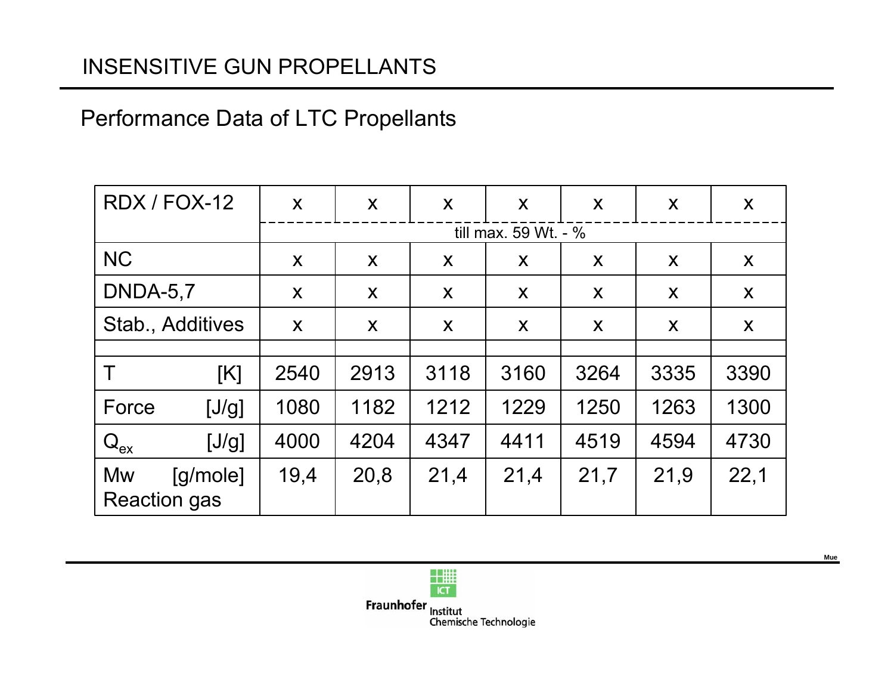# INSENSITIVE GUN PROPELLANTS

## Performance Data of LTC Propellants

| | | | | | | | |
|---|---|---|---|---|---|---|---|
| RDX / FOX-12 | x | x | x | x | x | x | x |
| | till max. 59 Wt. - % | | | | | | |
| NC | x | x | x | x | x | x | x |
| DNDA-5,7 | x | x | x | x | x | x | x |
| Stab., Additives | x | x | x | x | x | x | x |
| | | | | | | | |
| T [K] | 2540 | 2913 | 3118 | 3160 | 3264 | 3335 | 3390 |
| Force [J/g] | 1080 | 1182 | 1212 | 1229 | 1250 | 1263 | 1300 |
| $Q_{ex}$ [J/g] | 4000 | 4204 | 4347 | 4411 | 4519 | 4594 | 4730 |
| Mw [g/mole] Reaction gas | 19,4 | 20,8 | 21,4 | 21,4 | 21,7 | 21,9 | 22,1 |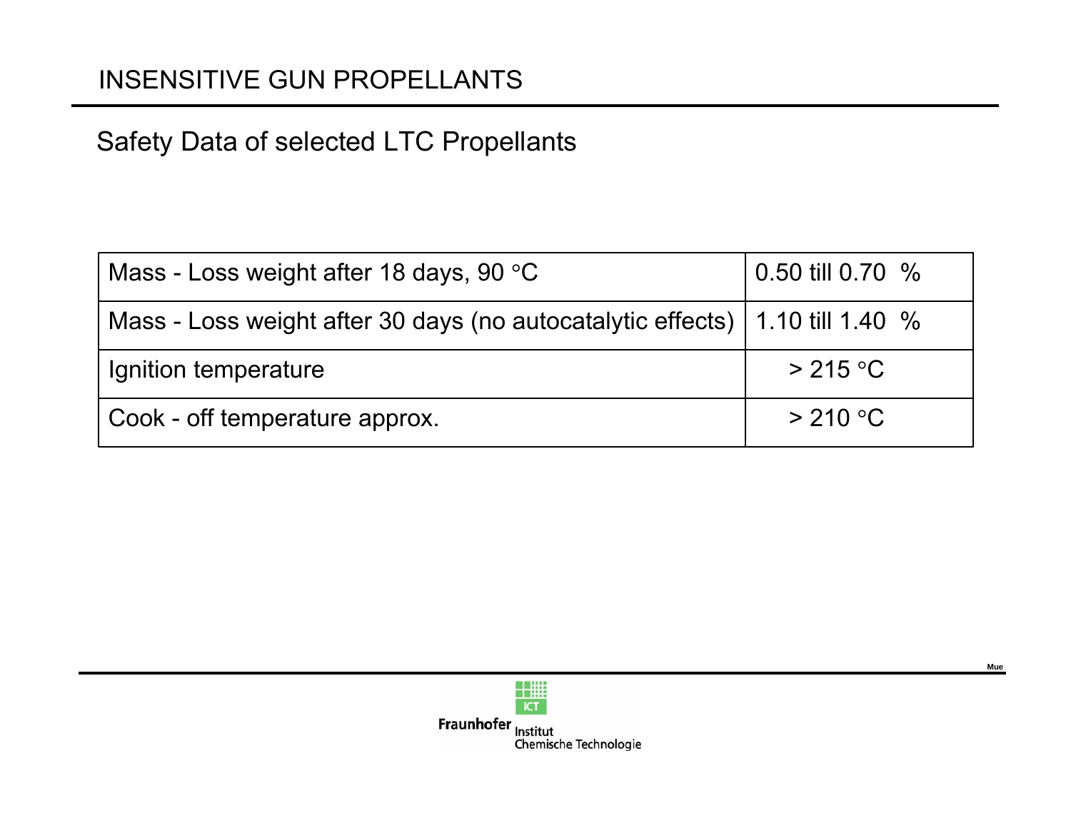# INSENSITIVE GUN PROPELLANTS

## Safety Data of selected LTC Propellants

| | |
|---|---|
| Mass - Loss weight after 18 days, 90 °C | 0.50 till 0.70 % |
| Mass - Loss weight after 30 days (no autocatalytic effects) | 1.10 till 1.40 % |
| Ignition temperature | > 215 °C |
| Cook - off temperature approx. | > 210 °C |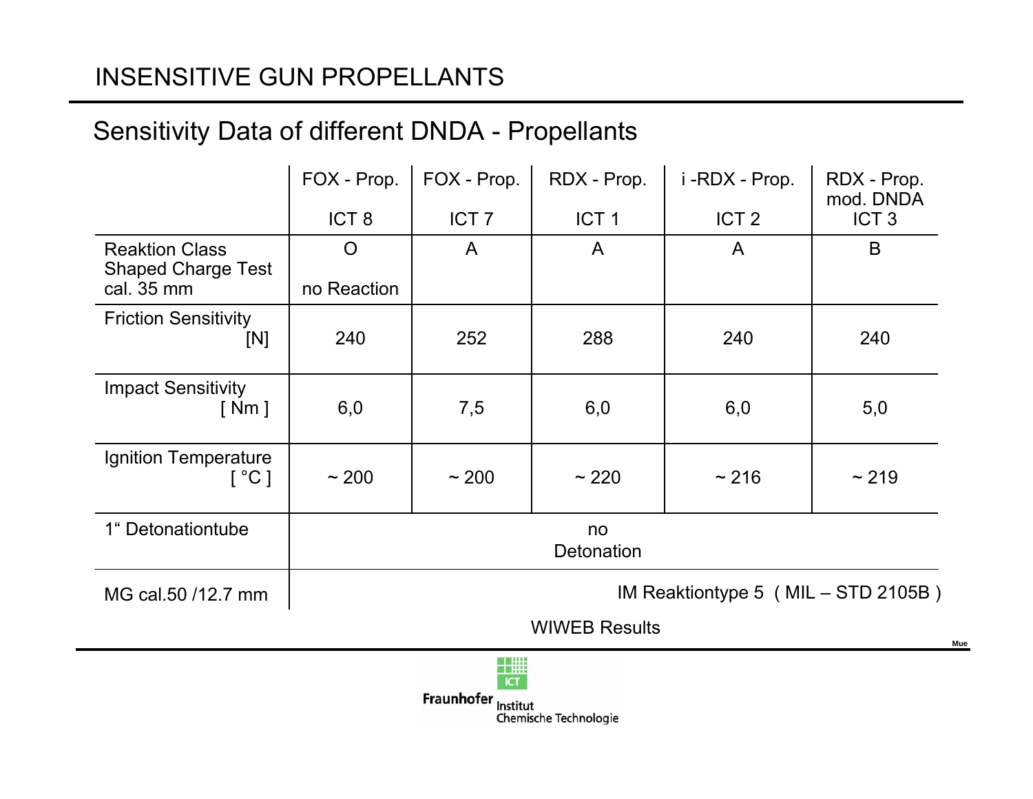# INSENSITIVE GUN PROPELLANTS

## Sensitivity Data of different DNDA - Propellants

| | FOX - Prop. ICT 8 | FOX - Prop. ICT 7 | RDX - Prop. ICT 1 | i -RDX - Prop. ICT 2 | RDX - Prop. mod. DNDA ICT 3 |
|---|---|---|---|---|---|
| Reaktion Class Shaped Charge Test cal. 35 mm | O no Reaction | A | A | A | B |
| Friction Sensitivity [N] | 240 | 252 | 288 | 240 | 240 |
| Impact Sensitivity [ Nm ] | 6,0 | 7,5 | 6,0 | 6,0 | 5,0 |
| Ignition Temperature [ °C ] | ~ 200 | ~ 200 | ~ 220 | ~ 216 | ~ 219 |
| 1“ Detonationtube | no Detonation | | | | |
| MG cal.50 /12.7 mm | IM Reaktiontype 5 ( MIL – STD 2105B ) | | | | |

WIWEB Results

Mue

Fraunhofer Institut Chemische Technologie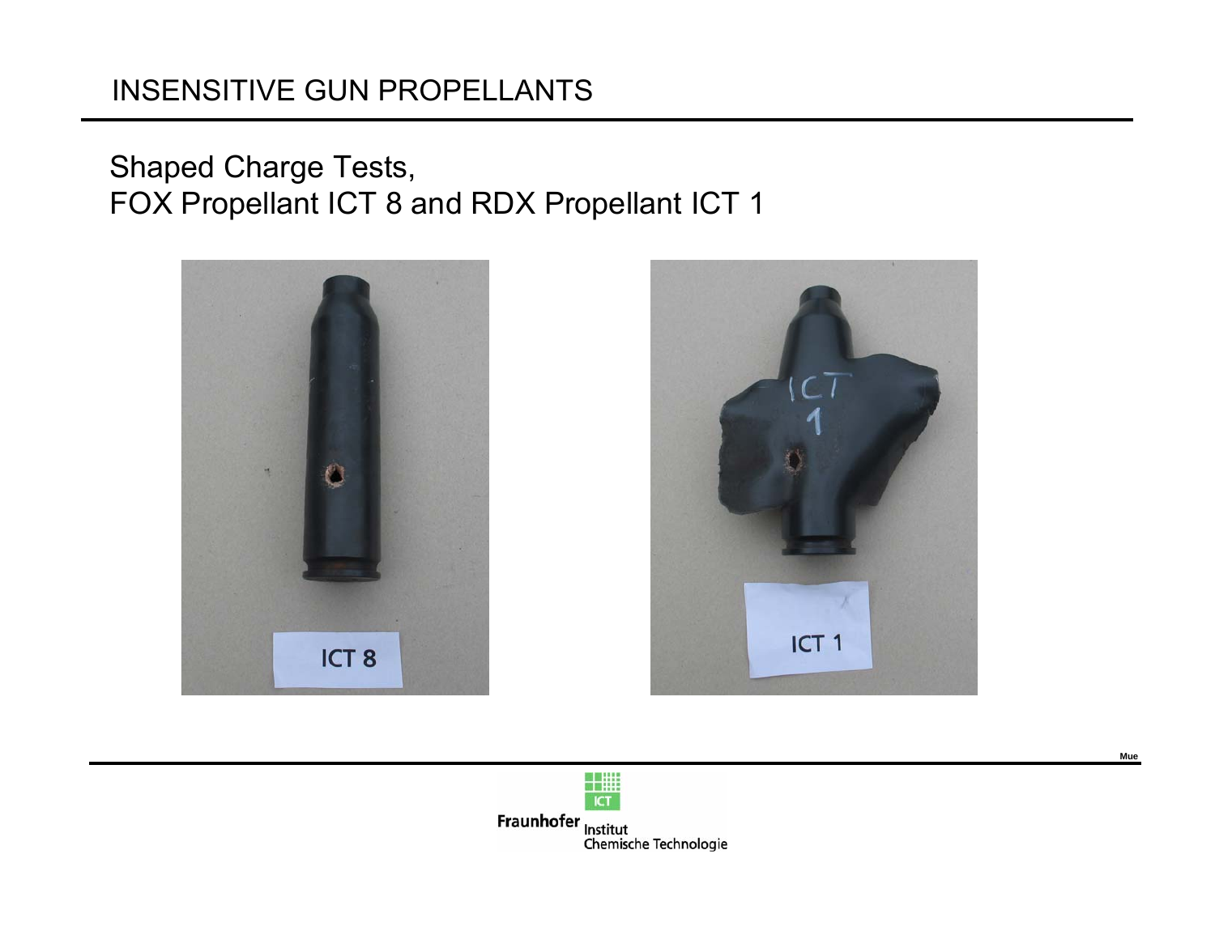# INSENSITIVE GUN PROPELLANTS

## Shaped Charge Tests, FOX Propellant ICT 8 and RDX Propellant ICT 1

ICT 8

ICT 1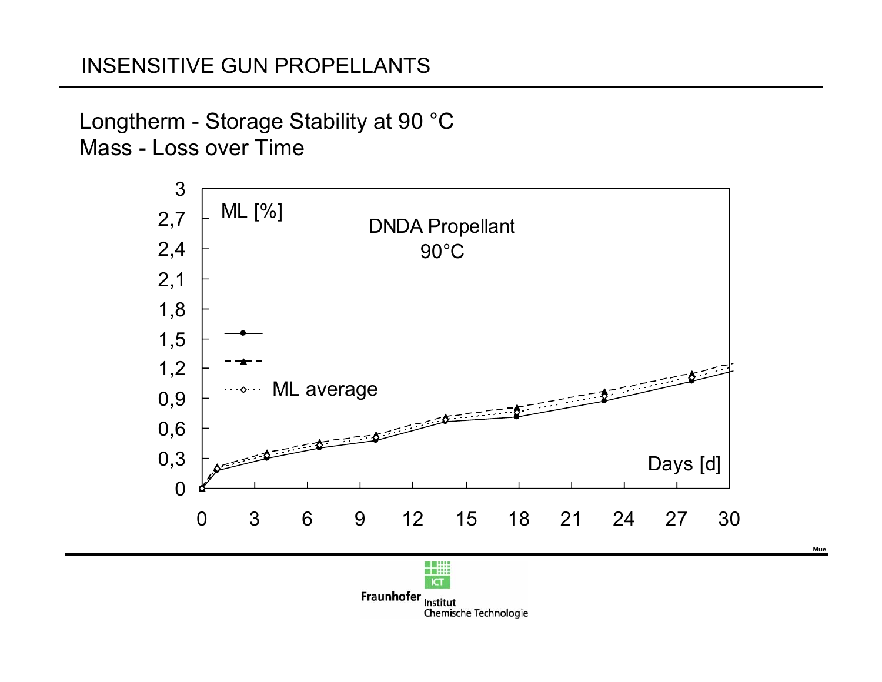# INSENSITIVE GUN PROPELLANTS

## Longtherm - Storage Stability at 90 °C
## Mass - Loss over Time

ML [%]

DNDA Propellant
90°C

ML average

Days [d]

3
2,7
2,4
2,1
1,8
1,5
1,2
0,9
0,6
0,3
0

0 3 6 9 12 15 18 21 24 27 30

Fraunhofer Institut Chemische Technologie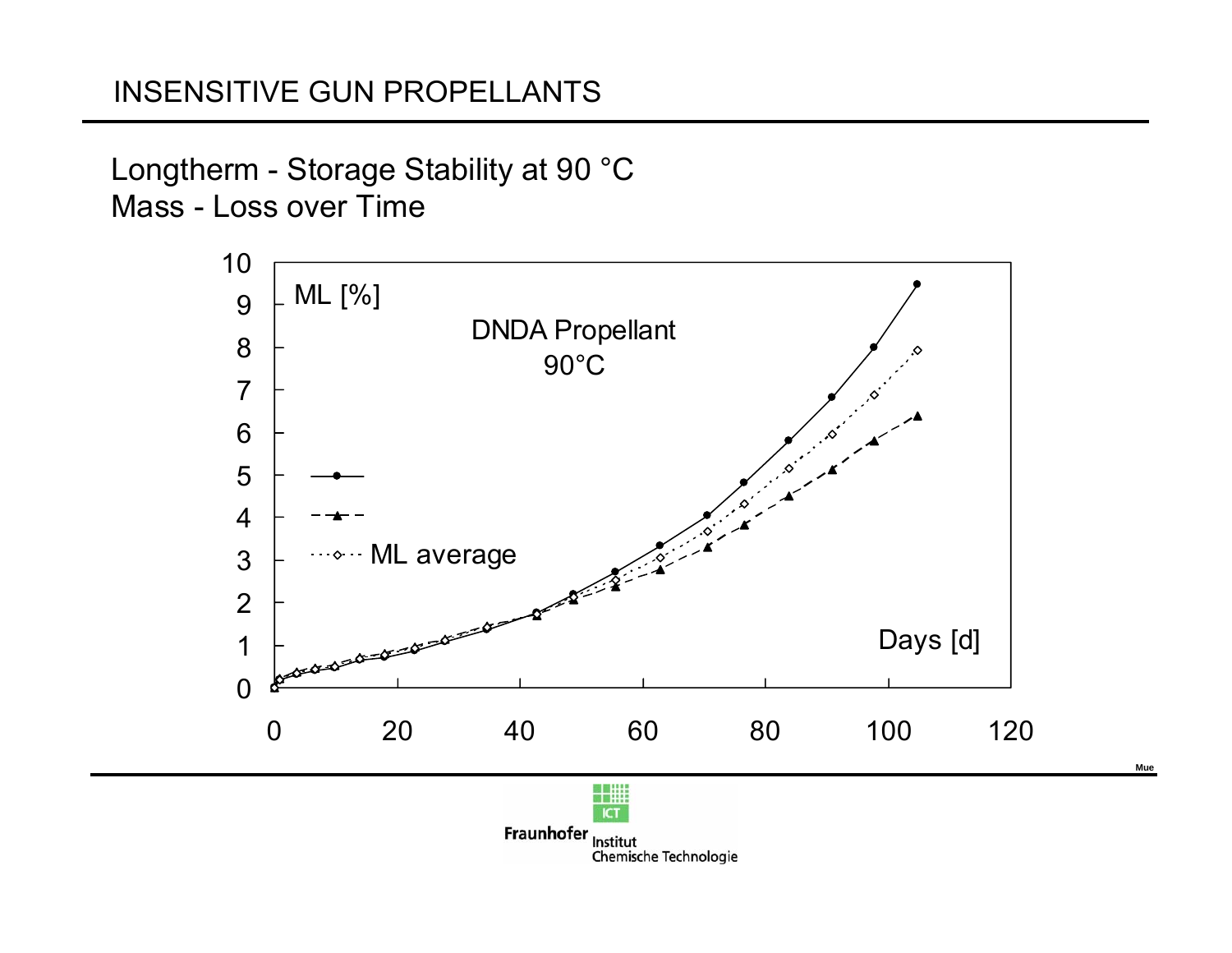# INSENSITIVE GUN PROPELLANTS

## Longtherm - Storage Stability at 90 °C
## Mass - Loss over Time

ML [%]

DNDA Propellant
90°C

ML average

Days [d]

10
9
8
7
6
5
4
3
2
1
0

0
20
40
60
80
100
120

Mue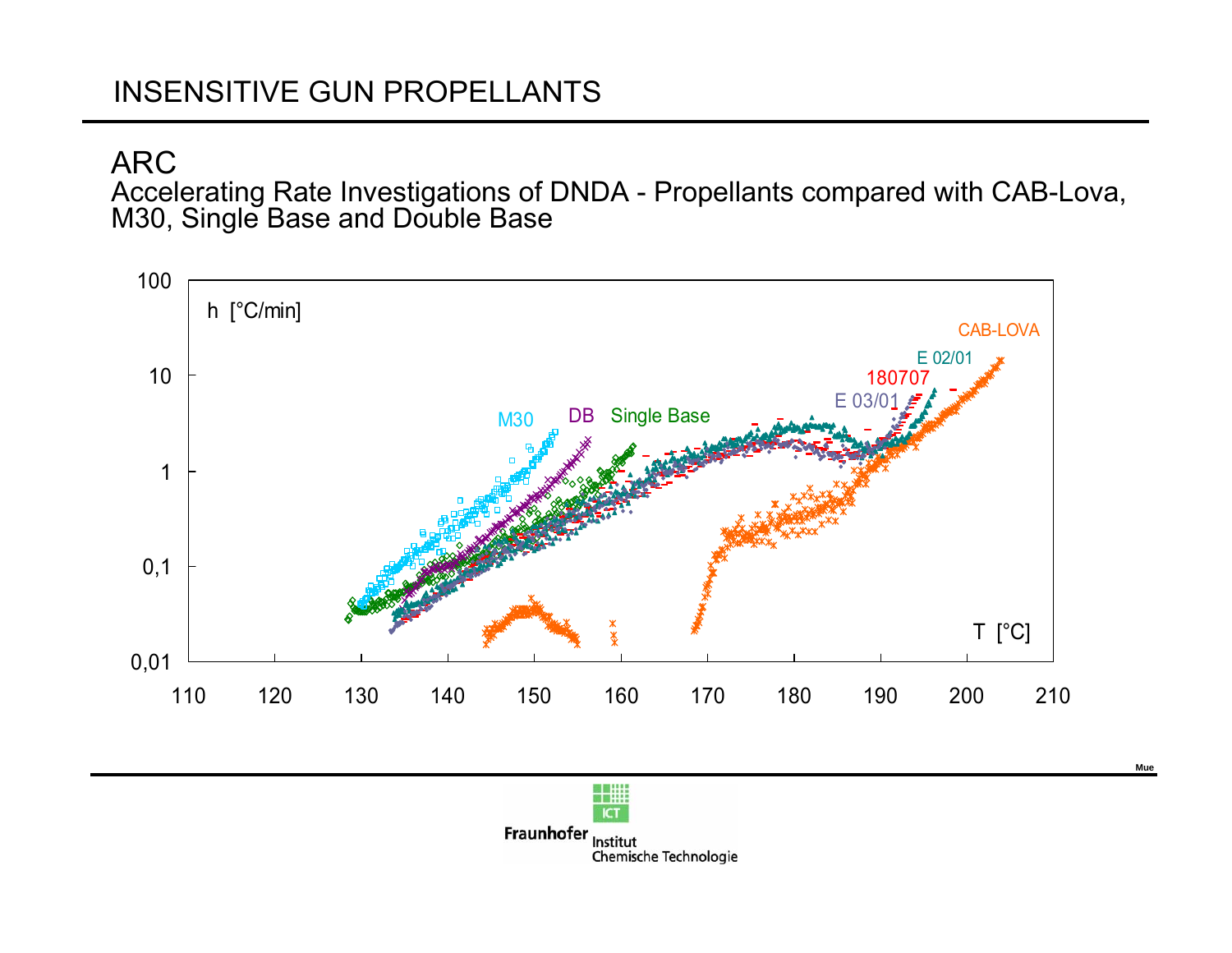# INSENSITIVE GUN PROPELLANTS

## ARC

Accelerating Rate Investigations of DNDA - Propellants compared with CAB-Lova, M30, Single Base and Double Base

h [°C/min]

100

10

1

0,1

0,01

110 120 130 140 150 160 170 180 190 200 210

T [°C]

M30

DB

Single Base

E 03/01

180707

E 02/01

CAB-LOVA

Mue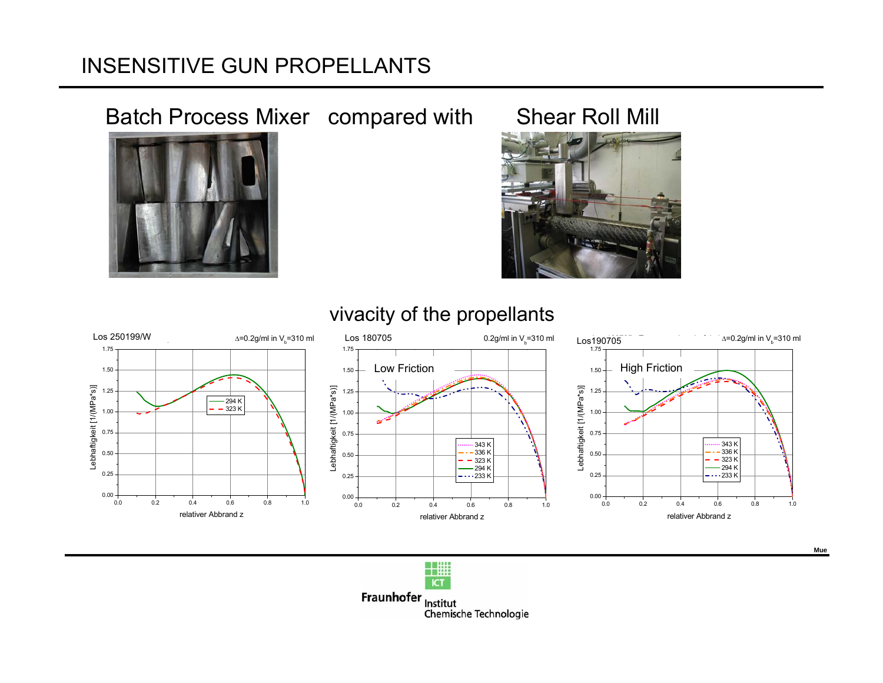# INSENSITIVE GUN PROPELLANTS

Batch Process Mixer compared with Shear Roll Mill

vivacity of the propellants

Los 250199/W

Δ=0.2g/ml in $V_b$=310 ml

Lebhaftigkeit [1/(MPa*s)]

relativer Abbrand z

294 K
323 K

Los 180705

0.2g/ml in $V_b$=310 ml

Low Friction

Lebhaftigkeit [1/(MPa*s)]

relativer Abbrand z

343 K
336 K
323 K
294 K
233 K

Los190705

Δ=0.2g/ml in $V_b$=310 ml

High Friction

Lebhaftigkeit [1/(MPa*s)]

relativer Abbrand z

343 K
336 K
323 K
294 K
233 K

Mue

Fraunhofer Institut Chemische Technologie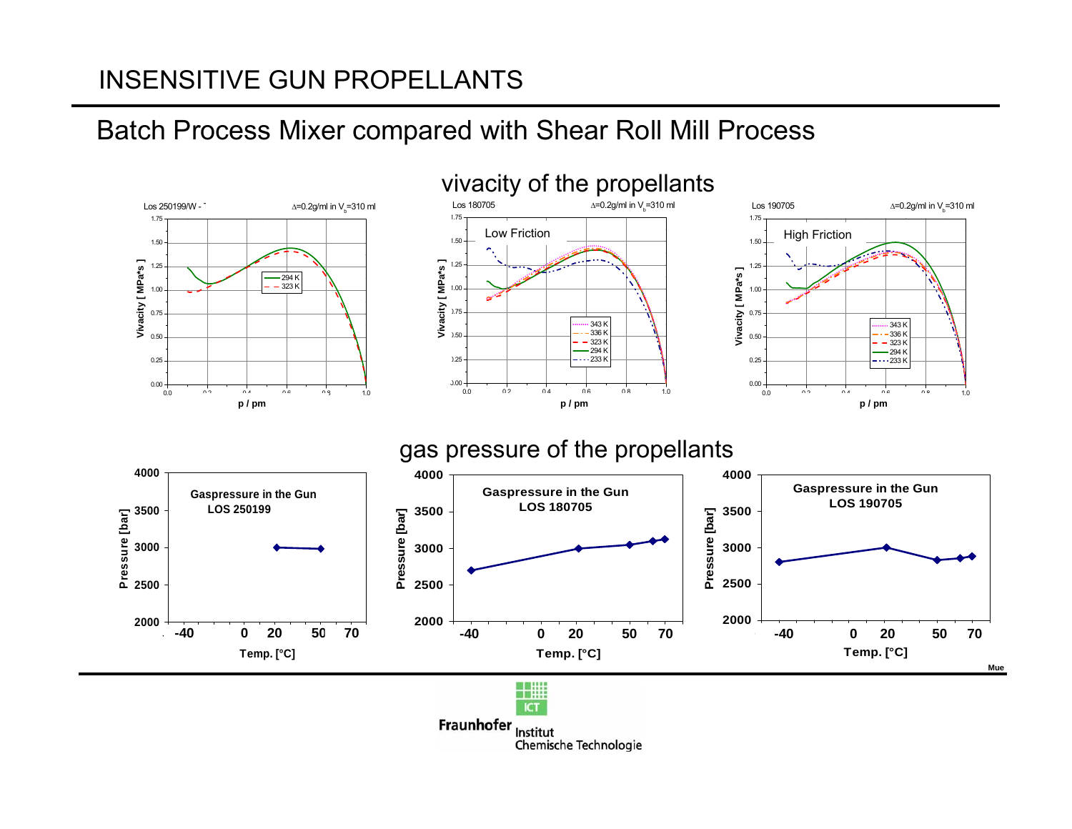# INSENSITIVE GUN PROPELLANTS

## Batch Process Mixer compared with Shear Roll Mill Process

### vivacity of the propellants

Los 250199/W - ˉ

Δ=0.2g/ml in $V_b$=310 ml

Vivacity [ MPa*s ]

0.00
0.25
0.50
0.75
1.00
1.25
1.50
1.75

0.0
0.2
0.4
0.6
0.8
1.0

p / pm

294 K
323 K

Los 180705

Δ=0.2g/ml in $V_b$=310 ml

Low Friction

Vivacity [ MPa*s ]

0.00
0.25
0.50
0.75
1.00
1.25
1.50
1.75

0.0
0.2
0.4
0.6
0.8
1.0

p / pm

343 K
336 K
323 K
294 K
233 K

Los 190705

Δ=0.2g/ml in $V_b$=310 ml

High Friction

Vivacity [ MPa*s ]

0.00
0.25
0.50
0.75
1.00
1.25
1.50
1.75

0.0
0.2
0.4
0.6
0.8
1.0

p / pm

343 K
336 K
323 K
294 K
233 K

### gas pressure of the propellants

Gaspressure in the Gun
LOS 250199

Pressure [bar]

2000
2500
3000
3500
4000

-40
0
20
50
70

Temp. [°C]

Gaspressure in the Gun
LOS 180705

Pressure [bar]

2000
2500
3000
3500
4000

-40
0
20
50
70

Temp. [°C]

Gaspressure in the Gun
LOS 190705

Pressure [bar]

2000
2500
3000
3500
4000

-40
0
20
50
70

Temp. [°C]

Mue

Fraunhofer Institut Chemische Technologie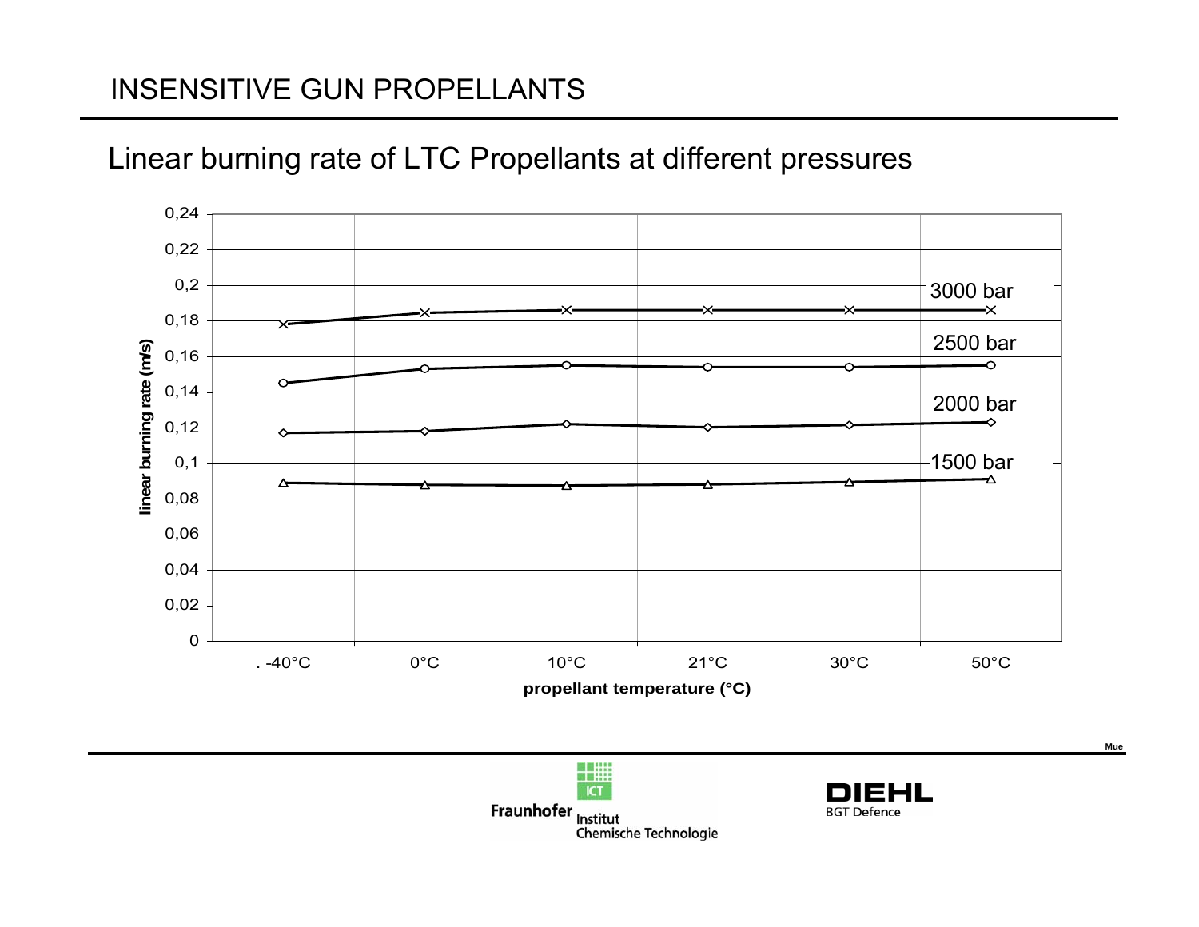# INSENSITIVE GUN PROPELLANTS

## Linear burning rate of LTC Propellants at different pressures

linear burning rate (m/s)

0,24
0,22
0,2
0,18
0,16
0,14
0,12
0,1
0,08
0,06
0,04
0,02
0

3000 bar
2500 bar
2000 bar
1500 bar

. -40°C
0°C
10°C
21°C
30°C
50°C

propellant temperature (°C)

Mue

Fraunhofer Institut Chemische Technologie

ICT

DIEHL BGT Defence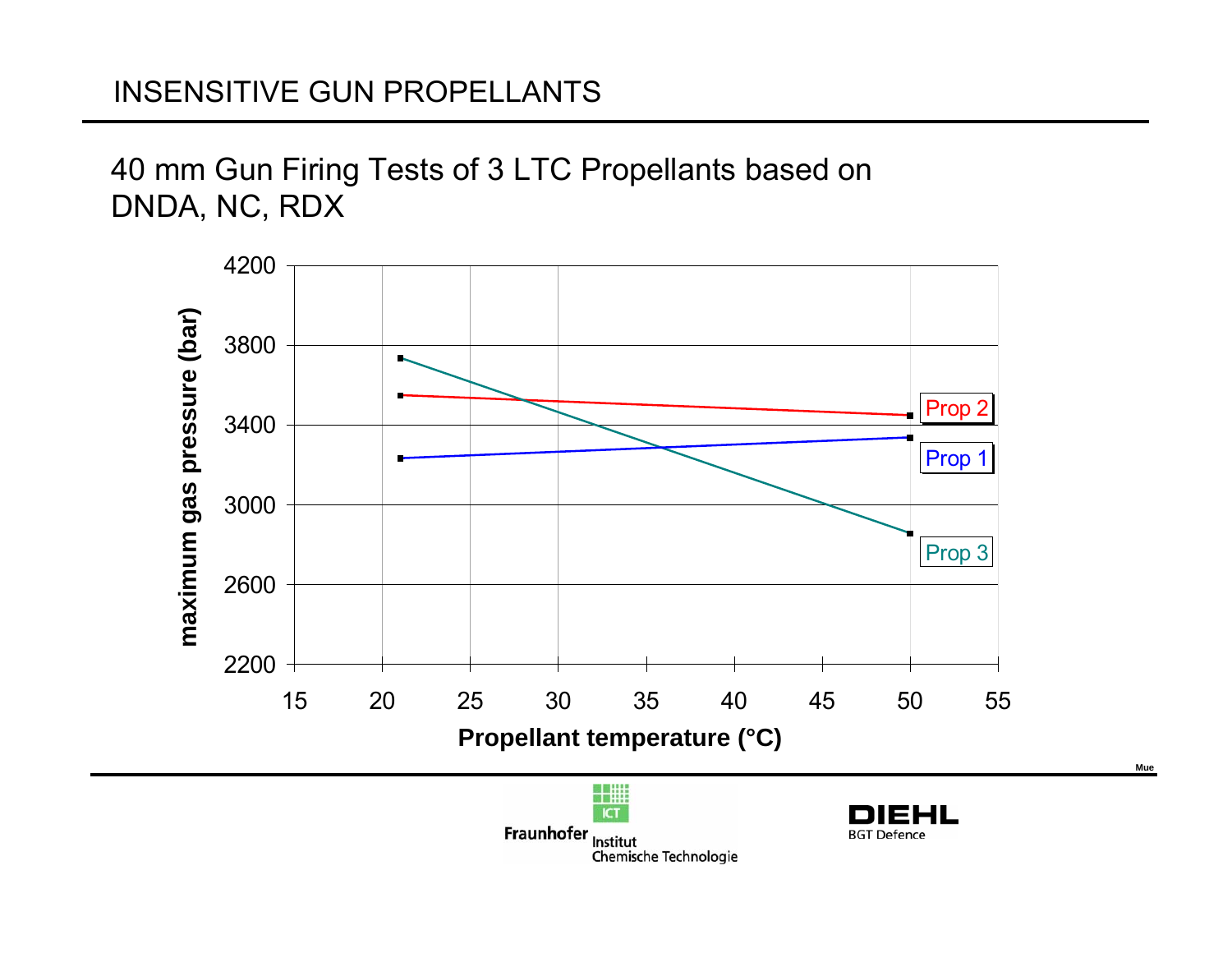# INSENSITIVE GUN PROPELLANTS

## 40 mm Gun Firing Tests of 3 LTC Propellants based on DNDA, NC, RDX

maximum gas pressure (bar)

4200
3800
3400
3000
2600
2200

15
20
25
30
35
40
45
50
55

Propellant temperature (°C)

Prop 2

Prop 1

Prop 3

Mue

Fraunhofer Institut Chemische Technologie

ICT

DIEHL BGT Defence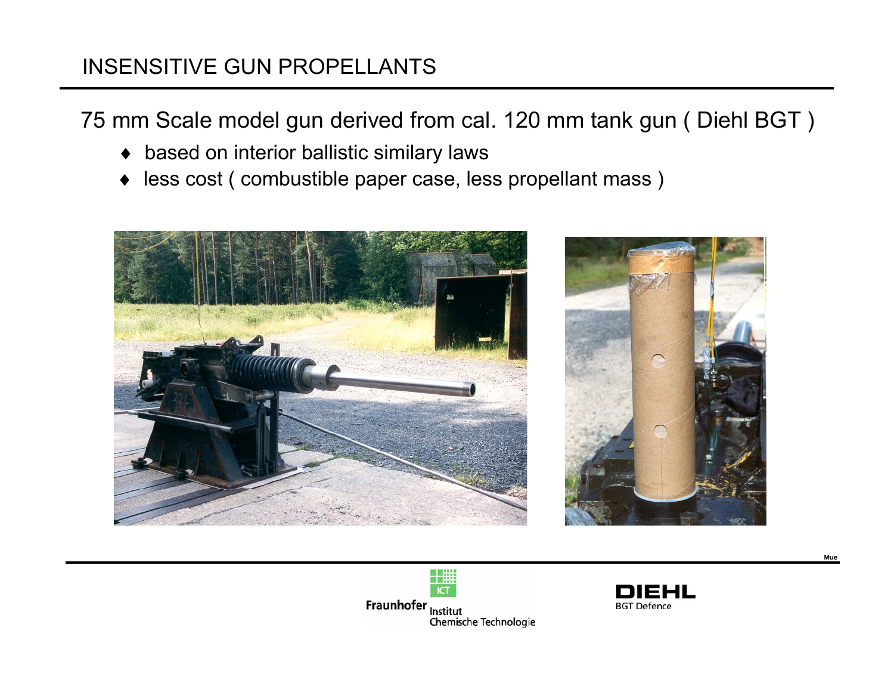# INSENSITIVE GUN PROPELLANTS

## 75 mm Scale model gun derived from cal. 120 mm tank gun ( Diehl BGT )

- based on interior ballistic similary laws
- less cost ( combustible paper case, less propellant mass )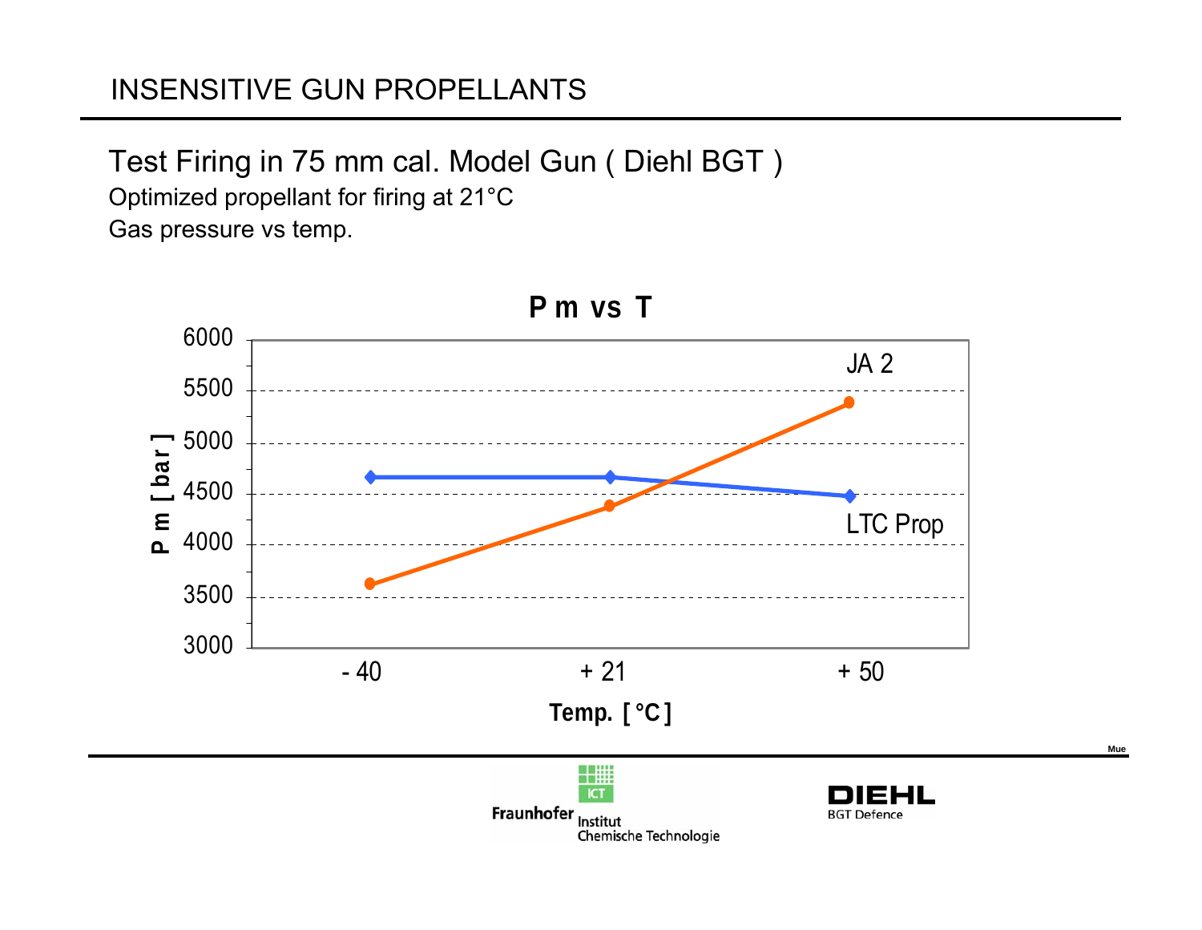# INSENSITIVE GUN PROPELLANTS

## Test Firing in 75 mm cal. Model Gun ( Diehl BGT )

Optimized propellant for firing at 21°C

Gas pressure vs temp.

**P m vs T**

6000
5500
5000
4500
4000
3500
3000

P m [ bar ]

JA 2

LTC Prop

- 40
+ 21
+ 50

Temp. [ °C ]

Mue

Fraunhofer Institut Chemische Technologie ICT

DIEHL BGT Defence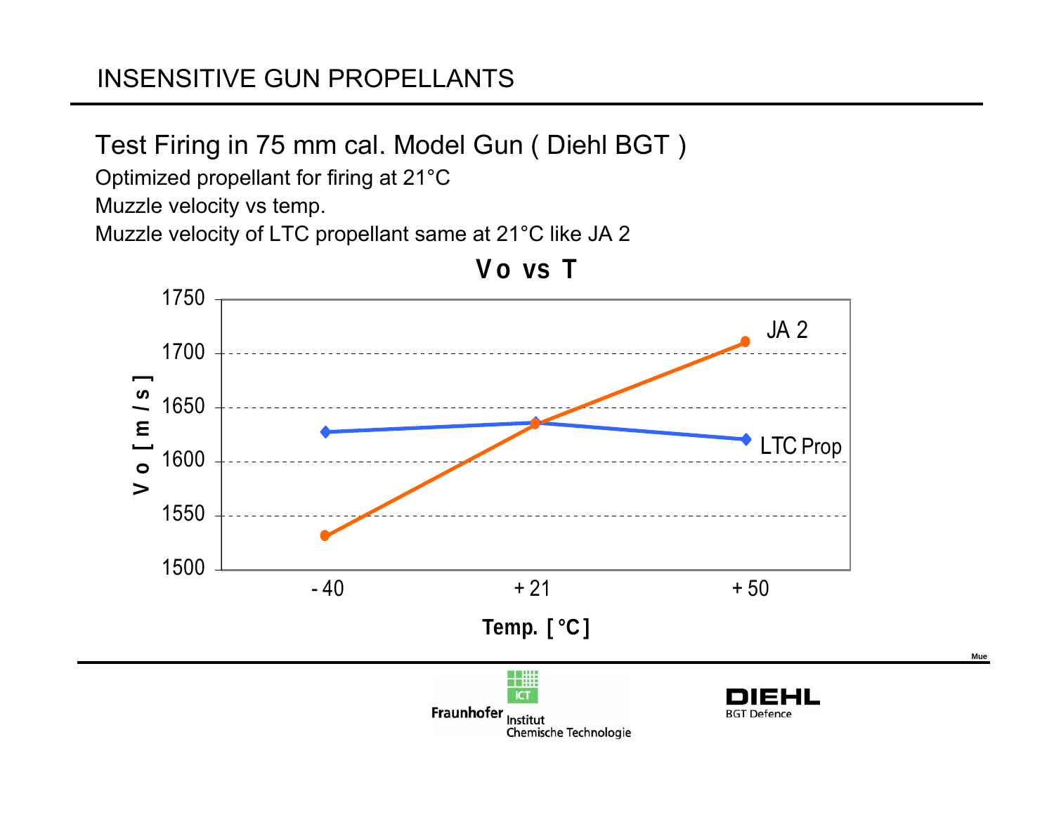# INSENSITIVE GUN PROPELLANTS

## Test Firing in 75 mm cal. Model Gun ( Diehl BGT )

Optimized propellant for firing at 21°C

Muzzle velocity vs temp.

Muzzle velocity of LTC propellant same at 21°C like JA 2

**Vo vs T**

1750
1700
1650
1600
1550
1500

V o [ m / s ]

JA 2

LTC Prop

- 40
+ 21
+ 50

Temp. [ °C ]

Mue

Fraunhofer Institut Chemische Technologie ICT

DIEHL BGT Defence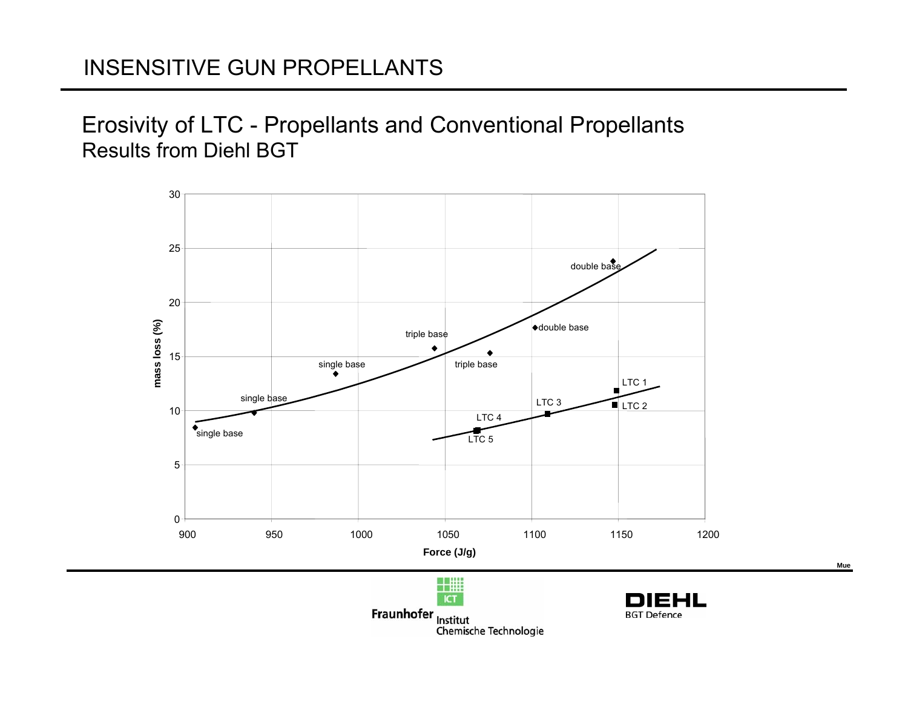# INSENSITIVE GUN PROPELLANTS

## Erosivity of LTC - Propellants and Conventional Propellants

### Results from Diehl BGT

mass loss (%)

30

25

20

15

10

5

0

900

950

1000

1050

1100

1150

1200

Force (J/g)

double base

double base

triple base

triple base

single base

single base

single base

LTC 1

LTC 2

LTC 3

LTC 4

LTC 5

Mue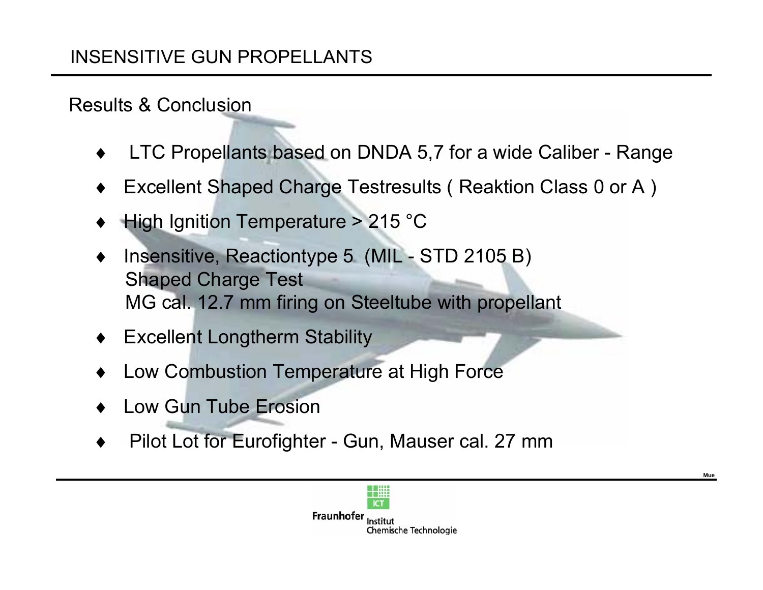# INSENSITIVE GUN PROPELLANTS

## Results & Conclusion

- LTC Propellants based on DNDA 5,7 for a wide Caliber - Range
- Excellent Shaped Charge Testresults ( Reaktion Class 0 or A )
- High Ignition Temperature > 215 °C
- Insensitive, Reactiontype 5 (MIL - STD 2105 B)
  Shaped Charge Test
  MG cal. 12.7 mm firing on Steeltube with propellant
- Excellent Longtherm Stability
- Low Combustion Temperature at High Force
- Low Gun Tube Erosion
- Pilot Lot for Eurofighter - Gun, Mauser cal. 27 mm